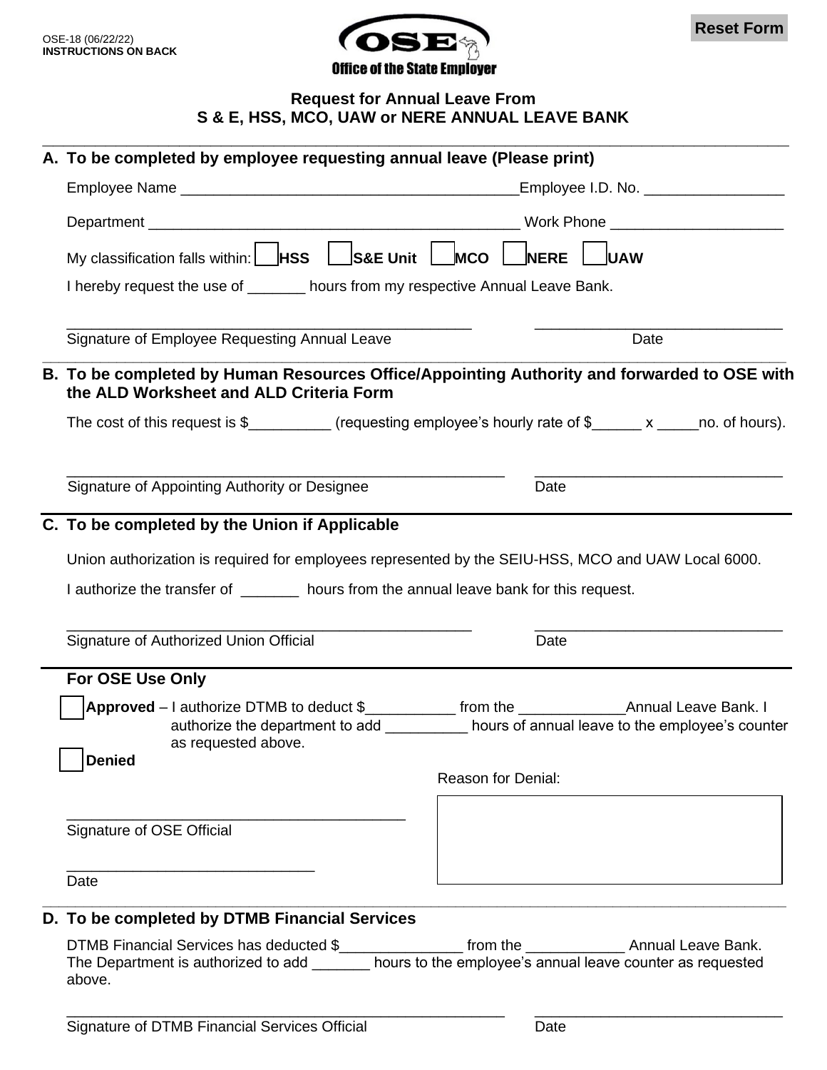OSE-18 (06/22/22)
**INSTRUCTIONS ON BACK**

Reset Form

**Office of the State Employer**

## Request for Annual Leave From S & E, HSS, MCO, UAW or NERE ANNUAL LEAVE BANK

### A. To be completed by employee requesting annual leave (Please print)

Employee Name __________________________________________ Employee I.D. No. _________________

Department ______________________________________________ Work Phone _____________________

My classification falls within: ☐ **HSS** ☐ **S&E Unit** ☐ **MCO** ☐ **NERE** ☐ **UAW**

I hereby request the use of _______ hours from my respective Annual Leave Bank.

___________________________________________________ ______________________________
Signature of Employee Requesting Annual Leave Date

### B. To be completed by Human Resources Office/Appointing Authority and forwarded to OSE with the ALD Worksheet and ALD Criteria Form

The cost of this request is $__________ (requesting employee's hourly rate of $______ x _____no. of hours).

_______________________________________________________ ______________________________
Signature of Appointing Authority or Designee Date

### C. To be completed by the Union if Applicable

Union authorization is required for employees represented by the SEIU-HSS, MCO and UAW Local 6000.

I authorize the transfer of _______ hours from the annual leave bank for this request.

___________________________________________________ ______________________________
Signature of Authorized Union Official Date

### For OSE Use Only

☐ **Approved** – I authorize DTMB to deduct $___________ from the _____________Annual Leave Bank. I authorize the department to add __________ hours of annual leave to the employee's counter as requested above.

☐ **Denied**

Reason for Denial:

__________________________________________
Signature of OSE Official

______________________________
Date

### D. To be completed by DTMB Financial Services

DTMB Financial Services has deducted $_______________ from the ____________ Annual Leave Bank. The Department is authorized to add _______ hours to the employee's annual leave counter as requested above.

_______________________________________________________ ______________________________
Signature of DTMB Financial Services Official Date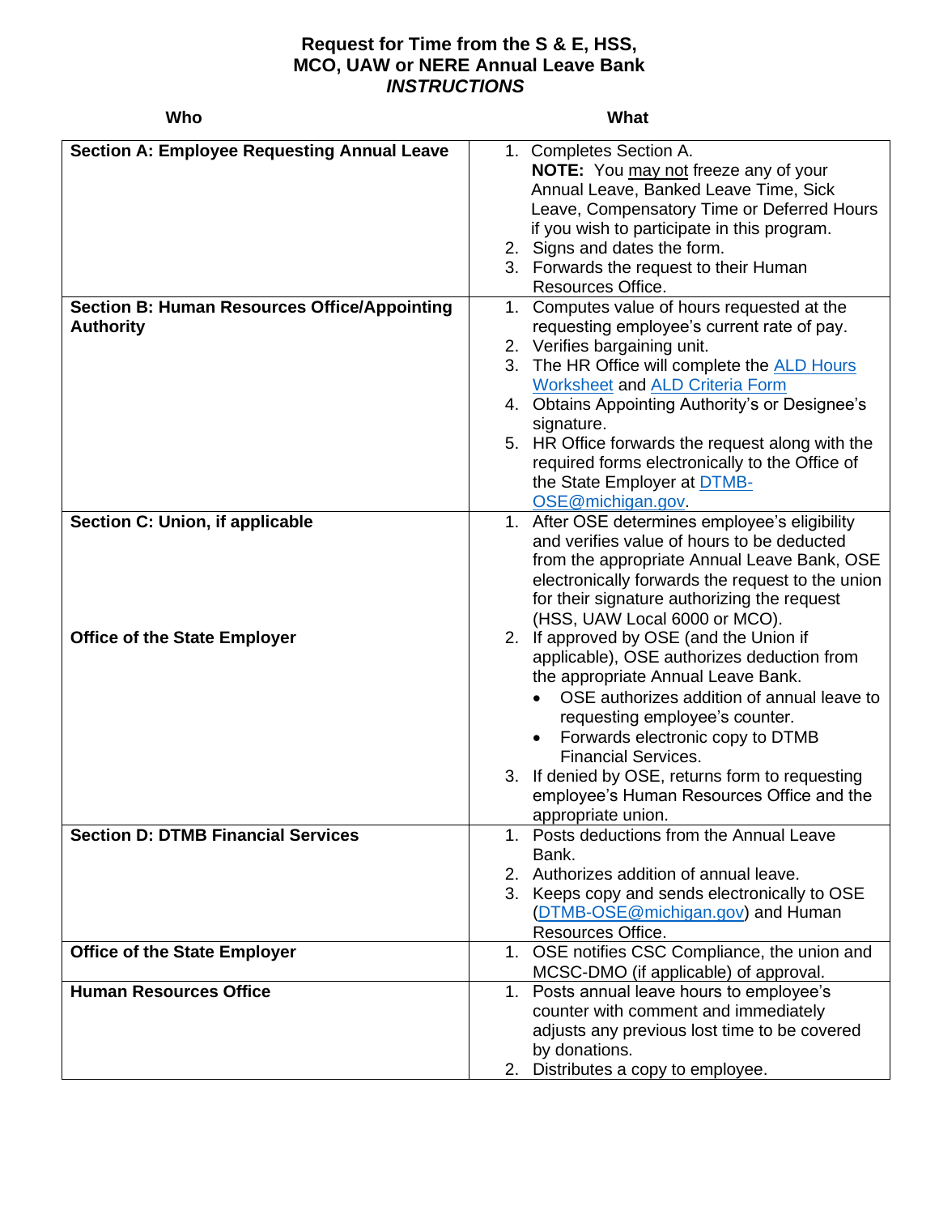# Request for Time from the S & E, HSS, MCO, UAW or NERE Annual Leave Bank

## *INSTRUCTIONS*

| Who | What |
|---|---|
| **Section A: Employee Requesting Annual Leave** | 1. Completes Section A.<br>**NOTE:** You may not freeze any of your Annual Leave, Banked Leave Time, Sick Leave, Compensatory Time or Deferred Hours if you wish to participate in this program.<br>2. Signs and dates the form.<br>3. Forwards the request to their Human Resources Office. |
| **Section B: Human Resources Office/Appointing Authority** | 1. Computes value of hours requested at the requesting employee's current rate of pay.<br>2. Verifies bargaining unit.<br>3. The HR Office will complete the ALD Hours Worksheet and ALD Criteria Form<br>4. Obtains Appointing Authority's or Designee's signature.<br>5. HR Office forwards the request along with the required forms electronically to the Office of the State Employer at DTMB-OSE@michigan.gov. |
| **Section C: Union, if applicable** | 1. After OSE determines employee's eligibility and verifies value of hours to be deducted from the appropriate Annual Leave Bank, OSE electronically forwards the request to the union for their signature authorizing the request (HSS, UAW Local 6000 or MCO). |
| **Office of the State Employer** | 2. If approved by OSE (and the Union if applicable), OSE authorizes deduction from the appropriate Annual Leave Bank.<br>• OSE authorizes addition of annual leave to requesting employee's counter.<br>• Forwards electronic copy to DTMB Financial Services.<br>3. If denied by OSE, returns form to requesting employee's Human Resources Office and the appropriate union. |
| **Section D: DTMB Financial Services** | 1. Posts deductions from the Annual Leave Bank.<br>2. Authorizes addition of annual leave.<br>3. Keeps copy and sends electronically to OSE (DTMB-OSE@michigan.gov) and Human Resources Office. |
| **Office of the State Employer** | 1. OSE notifies CSC Compliance, the union and MCSC-DMO (if applicable) of approval. |
| **Human Resources Office** | 1. Posts annual leave hours to employee's counter with comment and immediately adjusts any previous lost time to be covered by donations.<br>2. Distributes a copy to employee. |